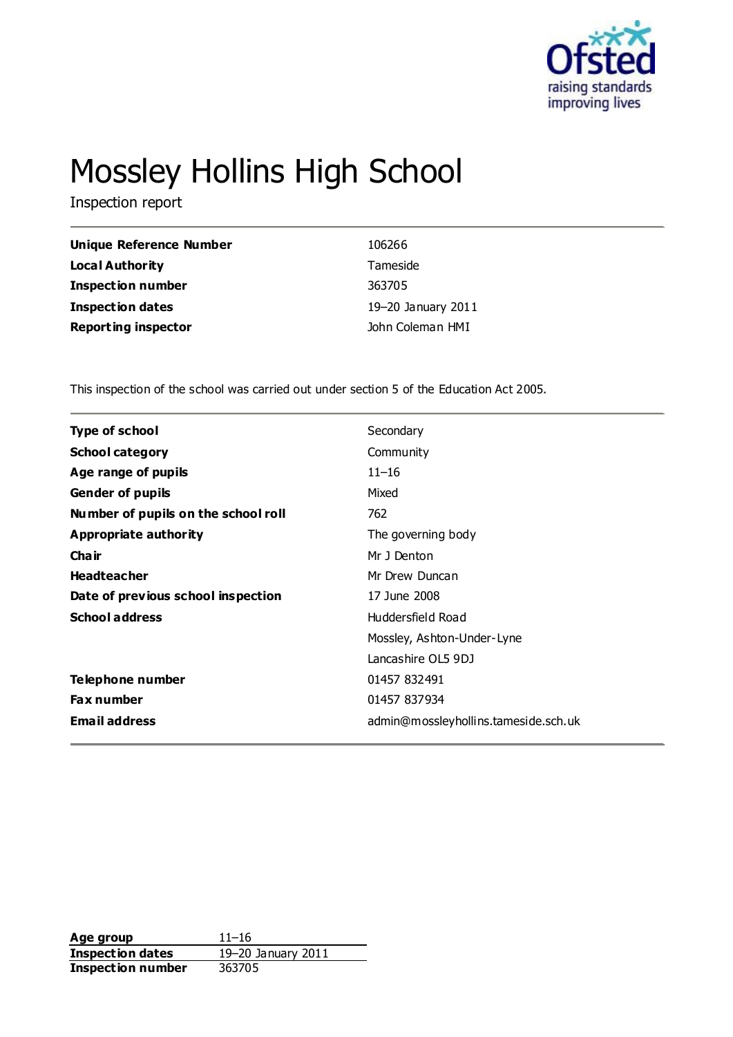# Mossley Hollins High School

Inspection report

| | |
|---|---|
| **Unique Reference Number** | 106266 |
| **Local Authority** | Tameside |
| **Inspection number** | 363705 |
| **Inspection dates** | 19–20 January 2011 |
| **Reporting inspector** | John Coleman HMI |

This inspection of the school was carried out under section 5 of the Education Act 2005.

| | |
|---|---|
| **Type of school** | Secondary |
| **School category** | Community |
| **Age range of pupils** | 11–16 |
| **Gender of pupils** | Mixed |
| **Number of pupils on the school roll** | 762 |
| **Appropriate authority** | The governing body |
| **Chair** | Mr J Denton |
| **Headteacher** | Mr Drew Duncan |
| **Date of previous school inspection** | 17 June 2008 |
| **School address** | Huddersfield Road<br>Mossley, Ashton-Under-Lyne<br>Lancashire OL5 9DJ |
| **Telephone number** | 01457 832491 |
| **Fax number** | 01457 837934 |
| **Email address** | admin@mossleyhollins.tameside.sch.uk |

| | |
|---|---|
| **Age group** | 11–16 |
| **Inspection dates** | 19–20 January 2011 |
| **Inspection number** | 363705 |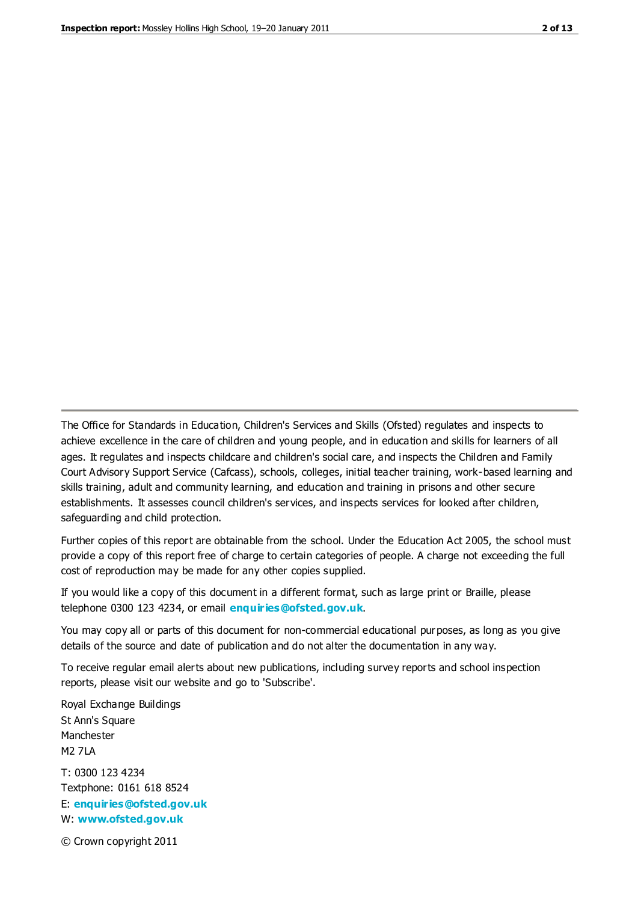The Office for Standards in Education, Children's Services and Skills (Ofsted) regulates and inspects to achieve excellence in the care of children and young people, and in education and skills for learners of all ages. It regulates and inspects childcare and children's social care, and inspects the Children and Family Court Advisory Support Service (Cafcass), schools, colleges, initial teacher training, work-based learning and skills training, adult and community learning, and education and training in prisons and other secure establishments. It assesses council children's services, and inspects services for looked after children, safeguarding and child protection.

Further copies of this report are obtainable from the school. Under the Education Act 2005, the school must provide a copy of this report free of charge to certain categories of people. A charge not exceeding the full cost of reproduction may be made for any other copies supplied.

If you would like a copy of this document in a different format, such as large print or Braille, please telephone 0300 123 4234, or email **enquiries@ofsted.gov.uk**.

You may copy all or parts of this document for non-commercial educational purposes, as long as you give details of the source and date of publication and do not alter the documentation in any way.

To receive regular email alerts about new publications, including survey reports and school inspection reports, please visit our website and go to 'Subscribe'.

Royal Exchange Buildings
St Ann's Square
Manchester
M2 7LA

T: 0300 123 4234
Textphone: 0161 618 8524
E: **enquiries@ofsted.gov.uk**
W: **www.ofsted.gov.uk**

© Crown copyright 2011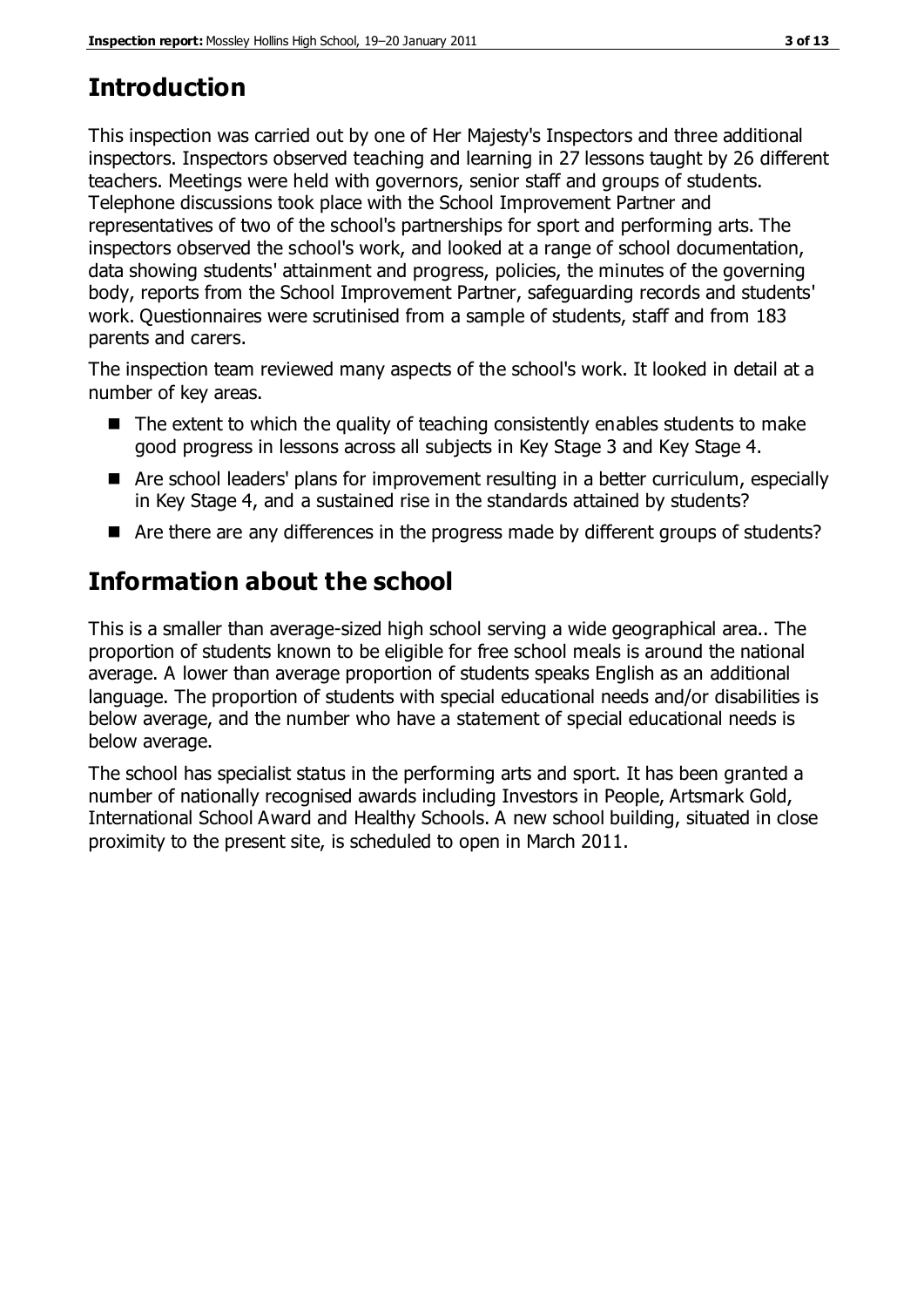## Introduction

This inspection was carried out by one of Her Majesty's Inspectors and three additional inspectors. Inspectors observed teaching and learning in 27 lessons taught by 26 different teachers. Meetings were held with governors, senior staff and groups of students. Telephone discussions took place with the School Improvement Partner and representatives of two of the school's partnerships for sport and performing arts. The inspectors observed the school's work, and looked at a range of school documentation, data showing students' attainment and progress, policies, the minutes of the governing body, reports from the School Improvement Partner, safeguarding records and students' work. Questionnaires were scrutinised from a sample of students, staff and from 183 parents and carers.

The inspection team reviewed many aspects of the school's work. It looked in detail at a number of key areas.

- The extent to which the quality of teaching consistently enables students to make good progress in lessons across all subjects in Key Stage 3 and Key Stage 4.
- Are school leaders' plans for improvement resulting in a better curriculum, especially in Key Stage 4, and a sustained rise in the standards attained by students?
- Are there are any differences in the progress made by different groups of students?

## Information about the school

This is a smaller than average-sized high school serving a wide geographical area.. The proportion of students known to be eligible for free school meals is around the national average. A lower than average proportion of students speaks English as an additional language. The proportion of students with special educational needs and/or disabilities is below average, and the number who have a statement of special educational needs is below average.

The school has specialist status in the performing arts and sport. It has been granted a number of nationally recognised awards including Investors in People, Artsmark Gold, International School Award and Healthy Schools. A new school building, situated in close proximity to the present site, is scheduled to open in March 2011.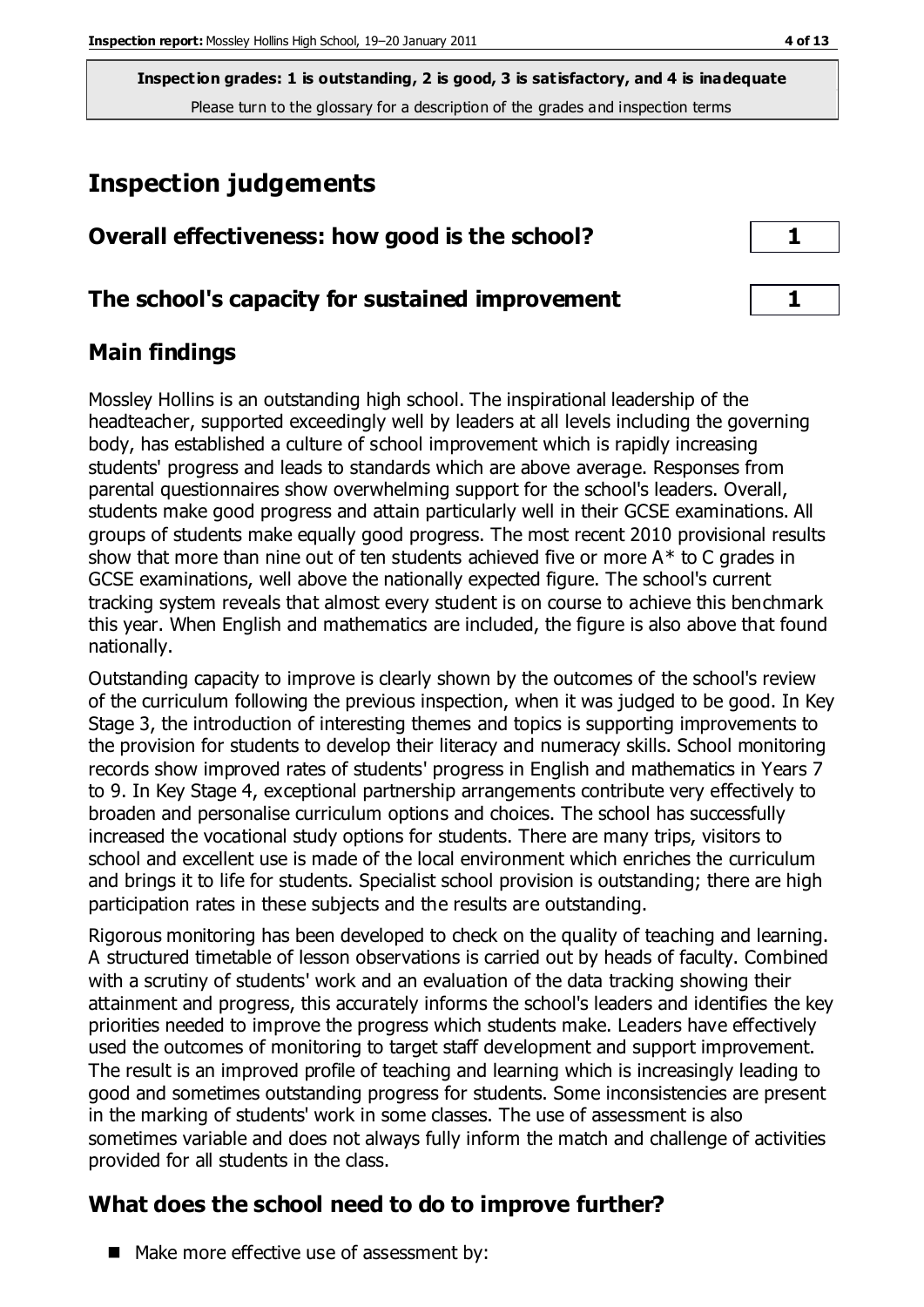**Inspection grades: 1 is outstanding, 2 is good, 3 is satisfactory, and 4 is inadequate**
Please turn to the glossary for a description of the grades and inspection terms

# Inspection judgements

## Overall effectiveness: how good is the school?

**1**

## The school's capacity for sustained improvement

**1**

## Main findings

Mossley Hollins is an outstanding high school. The inspirational leadership of the headteacher, supported exceedingly well by leaders at all levels including the governing body, has established a culture of school improvement which is rapidly increasing students' progress and leads to standards which are above average. Responses from parental questionnaires show overwhelming support for the school's leaders. Overall, students make good progress and attain particularly well in their GCSE examinations. All groups of students make equally good progress. The most recent 2010 provisional results show that more than nine out of ten students achieved five or more A* to C grades in GCSE examinations, well above the nationally expected figure. The school's current tracking system reveals that almost every student is on course to achieve this benchmark this year. When English and mathematics are included, the figure is also above that found nationally.

Outstanding capacity to improve is clearly shown by the outcomes of the school's review of the curriculum following the previous inspection, when it was judged to be good. In Key Stage 3, the introduction of interesting themes and topics is supporting improvements to the provision for students to develop their literacy and numeracy skills. School monitoring records show improved rates of students' progress in English and mathematics in Years 7 to 9. In Key Stage 4, exceptional partnership arrangements contribute very effectively to broaden and personalise curriculum options and choices. The school has successfully increased the vocational study options for students. There are many trips, visitors to school and excellent use is made of the local environment which enriches the curriculum and brings it to life for students. Specialist school provision is outstanding; there are high participation rates in these subjects and the results are outstanding.

Rigorous monitoring has been developed to check on the quality of teaching and learning. A structured timetable of lesson observations is carried out by heads of faculty. Combined with a scrutiny of students' work and an evaluation of the data tracking showing their attainment and progress, this accurately informs the school's leaders and identifies the key priorities needed to improve the progress which students make. Leaders have effectively used the outcomes of monitoring to target staff development and support improvement. The result is an improved profile of teaching and learning which is increasingly leading to good and sometimes outstanding progress for students. Some inconsistencies are present in the marking of students' work in some classes. The use of assessment is also sometimes variable and does not always fully inform the match and challenge of activities provided for all students in the class.

## What does the school need to do to improve further?

- Make more effective use of assessment by: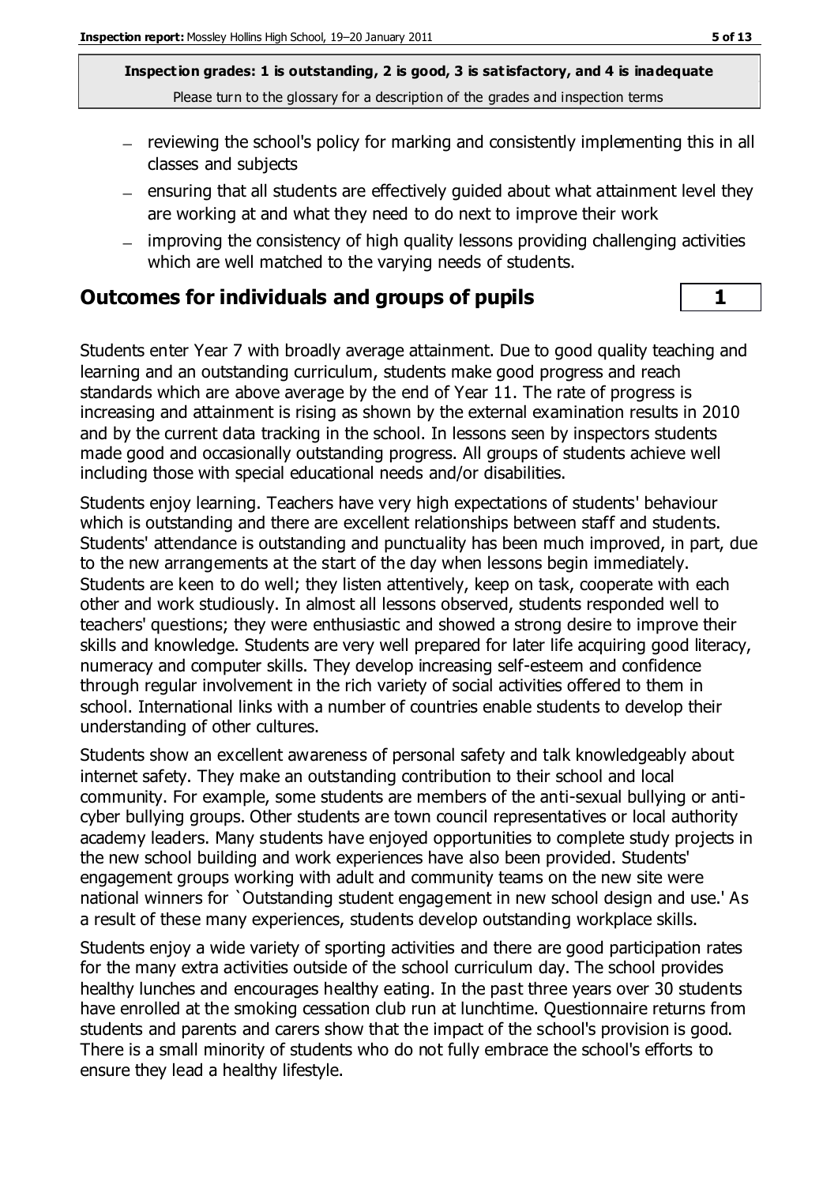**Inspection grades: 1 is outstanding, 2 is good, 3 is satisfactory, and 4 is inadequate**
Please turn to the glossary for a description of the grades and inspection terms

- reviewing the school's policy for marking and consistently implementing this in all classes and subjects
- ensuring that all students are effectively guided about what attainment level they are working at and what they need to do next to improve their work
- improving the consistency of high quality lessons providing challenging activities which are well matched to the varying needs of students.

## Outcomes for individuals and groups of pupils | 1

Students enter Year 7 with broadly average attainment. Due to good quality teaching and learning and an outstanding curriculum, students make good progress and reach standards which are above average by the end of Year 11. The rate of progress is increasing and attainment is rising as shown by the external examination results in 2010 and by the current data tracking in the school. In lessons seen by inspectors students made good and occasionally outstanding progress. All groups of students achieve well including those with special educational needs and/or disabilities.

Students enjoy learning. Teachers have very high expectations of students' behaviour which is outstanding and there are excellent relationships between staff and students. Students' attendance is outstanding and punctuality has been much improved, in part, due to the new arrangements at the start of the day when lessons begin immediately. Students are keen to do well; they listen attentively, keep on task, cooperate with each other and work studiously. In almost all lessons observed, students responded well to teachers' questions; they were enthusiastic and showed a strong desire to improve their skills and knowledge. Students are very well prepared for later life acquiring good literacy, numeracy and computer skills. They develop increasing self-esteem and confidence through regular involvement in the rich variety of social activities offered to them in school. International links with a number of countries enable students to develop their understanding of other cultures.

Students show an excellent awareness of personal safety and talk knowledgeably about internet safety. They make an outstanding contribution to their school and local community. For example, some students are members of the anti-sexual bullying or anti-cyber bullying groups. Other students are town council representatives or local authority academy leaders. Many students have enjoyed opportunities to complete study projects in the new school building and work experiences have also been provided. Students' engagement groups working with adult and community teams on the new site were national winners for `Outstanding student engagement in new school design and use.' As a result of these many experiences, students develop outstanding workplace skills.

Students enjoy a wide variety of sporting activities and there are good participation rates for the many extra activities outside of the school curriculum day. The school provides healthy lunches and encourages healthy eating. In the past three years over 30 students have enrolled at the smoking cessation club run at lunchtime. Questionnaire returns from students and parents and carers show that the impact of the school's provision is good. There is a small minority of students who do not fully embrace the school's efforts to ensure they lead a healthy lifestyle.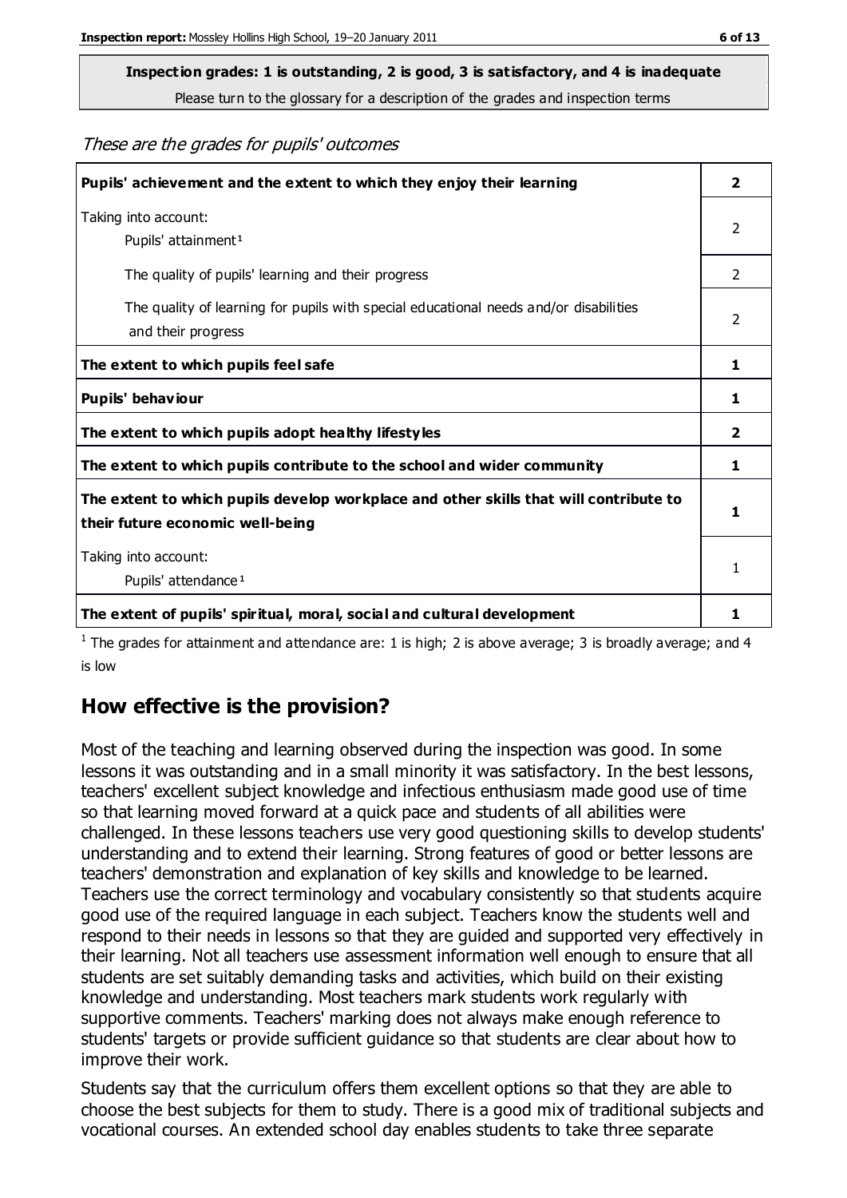**Inspection grades: 1 is outstanding, 2 is good, 3 is satisfactory, and 4 is inadequate**
Please turn to the glossary for a description of the grades and inspection terms

*These are the grades for pupils' outcomes*

| | |
|---|---|
| **Pupils' achievement and the extent to which they enjoy their learning** | **2** |
| Taking into account: Pupils' attainment[1] | 2 |
| The quality of pupils' learning and their progress | 2 |
| The quality of learning for pupils with special educational needs and/or disabilities and their progress | 2 |
| **The extent to which pupils feel safe** | **1** |
| **Pupils' behaviour** | **1** |
| **The extent to which pupils adopt healthy lifestyles** | **2** |
| **The extent to which pupils contribute to the school and wider community** | **1** |
| **The extent to which pupils develop workplace and other skills that will contribute to their future economic well-being** | **1** |
| Taking into account: Pupils' attendance[1] | 1 |
| **The extent of pupils' spiritual, moral, social and cultural development** | **1** |

[1] The grades for attainment and attendance are: 1 is high; 2 is above average; 3 is broadly average; and 4 is low

## How effective is the provision?

Most of the teaching and learning observed during the inspection was good. In some lessons it was outstanding and in a small minority it was satisfactory. In the best lessons, teachers' excellent subject knowledge and infectious enthusiasm made good use of time so that learning moved forward at a quick pace and students of all abilities were challenged. In these lessons teachers use very good questioning skills to develop students' understanding and to extend their learning. Strong features of good or better lessons are teachers' demonstration and explanation of key skills and knowledge to be learned. Teachers use the correct terminology and vocabulary consistently so that students acquire good use of the required language in each subject. Teachers know the students well and respond to their needs in lessons so that they are guided and supported very effectively in their learning. Not all teachers use assessment information well enough to ensure that all students are set suitably demanding tasks and activities, which build on their existing knowledge and understanding. Most teachers mark students work regularly with supportive comments. Teachers' marking does not always make enough reference to students' targets or provide sufficient guidance so that students are clear about how to improve their work.

Students say that the curriculum offers them excellent options so that they are able to choose the best subjects for them to study. There is a good mix of traditional subjects and vocational courses. An extended school day enables students to take three separate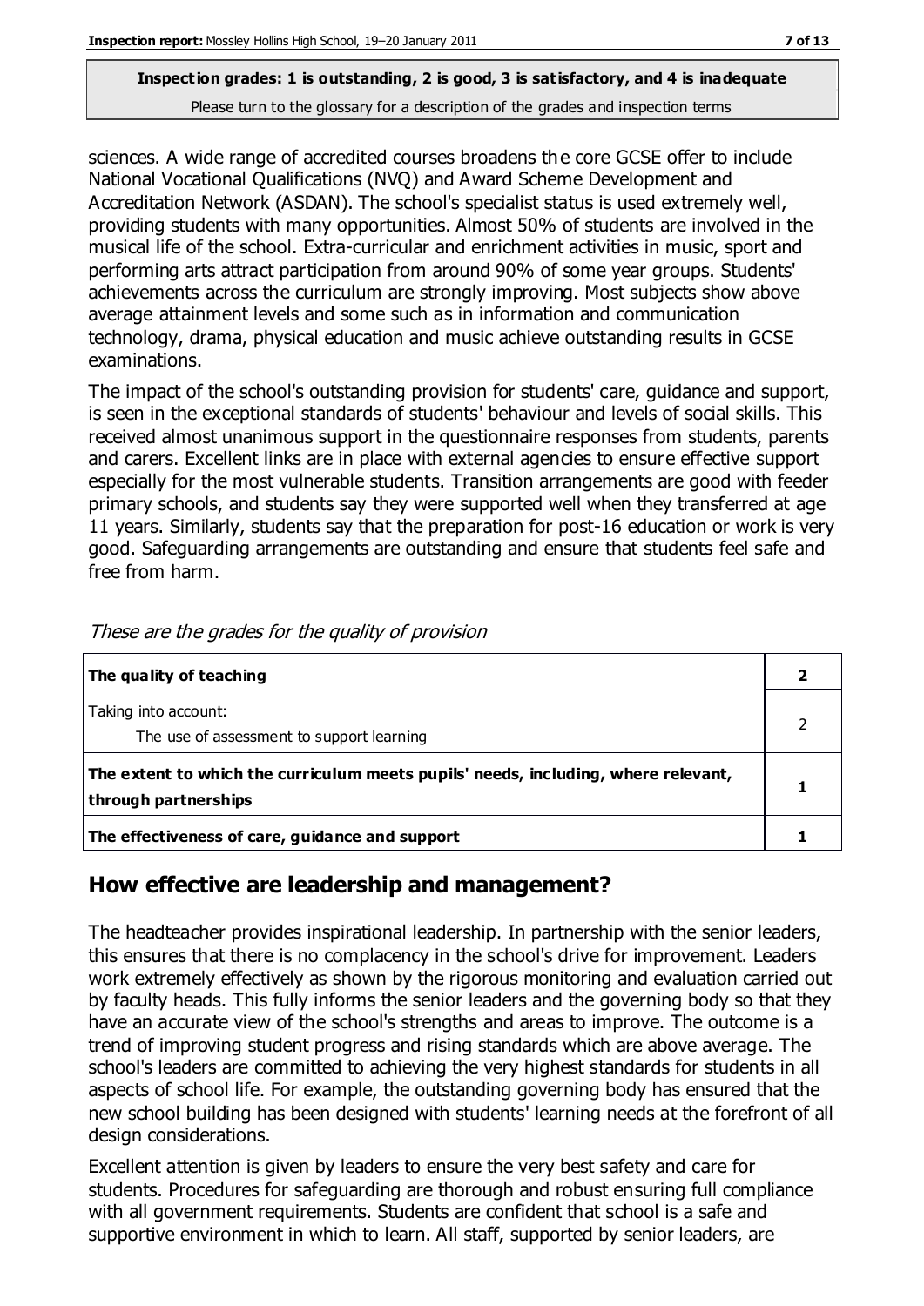sciences. A wide range of accredited courses broadens the core GCSE offer to include National Vocational Qualifications (NVQ) and Award Scheme Development and Accreditation Network (ASDAN). The school's specialist status is used extremely well, providing students with many opportunities. Almost 50% of students are involved in the musical life of the school. Extra-curricular and enrichment activities in music, sport and performing arts attract participation from around 90% of some year groups. Students' achievements across the curriculum are strongly improving. Most subjects show above average attainment levels and some such as in information and communication technology, drama, physical education and music achieve outstanding results in GCSE examinations.

The impact of the school's outstanding provision for students' care, guidance and support, is seen in the exceptional standards of students' behaviour and levels of social skills. This received almost unanimous support in the questionnaire responses from students, parents and carers. Excellent links are in place with external agencies to ensure effective support especially for the most vulnerable students. Transition arrangements are good with feeder primary schools, and students say they were supported well when they transferred at age 11 years. Similarly, students say that the preparation for post-16 education or work is very good. Safeguarding arrangements are outstanding and ensure that students feel safe and free from harm.

*These are the grades for the quality of provision*

| | |
|---|---|
| **The quality of teaching** | **2** |
| Taking into account:<br>The use of assessment to support learning | 2 |
| **The extent to which the curriculum meets pupils' needs, including, where relevant, through partnerships** | **1** |
| **The effectiveness of care, guidance and support** | **1** |

## How effective are leadership and management?

The headteacher provides inspirational leadership. In partnership with the senior leaders, this ensures that there is no complacency in the school's drive for improvement. Leaders work extremely effectively as shown by the rigorous monitoring and evaluation carried out by faculty heads. This fully informs the senior leaders and the governing body so that they have an accurate view of the school's strengths and areas to improve. The outcome is a trend of improving student progress and rising standards which are above average. The school's leaders are committed to achieving the very highest standards for students in all aspects of school life. For example, the outstanding governing body has ensured that the new school building has been designed with students' learning needs at the forefront of all design considerations.

Excellent attention is given by leaders to ensure the very best safety and care for students. Procedures for safeguarding are thorough and robust ensuring full compliance with all government requirements. Students are confident that school is a safe and supportive environment in which to learn. All staff, supported by senior leaders, are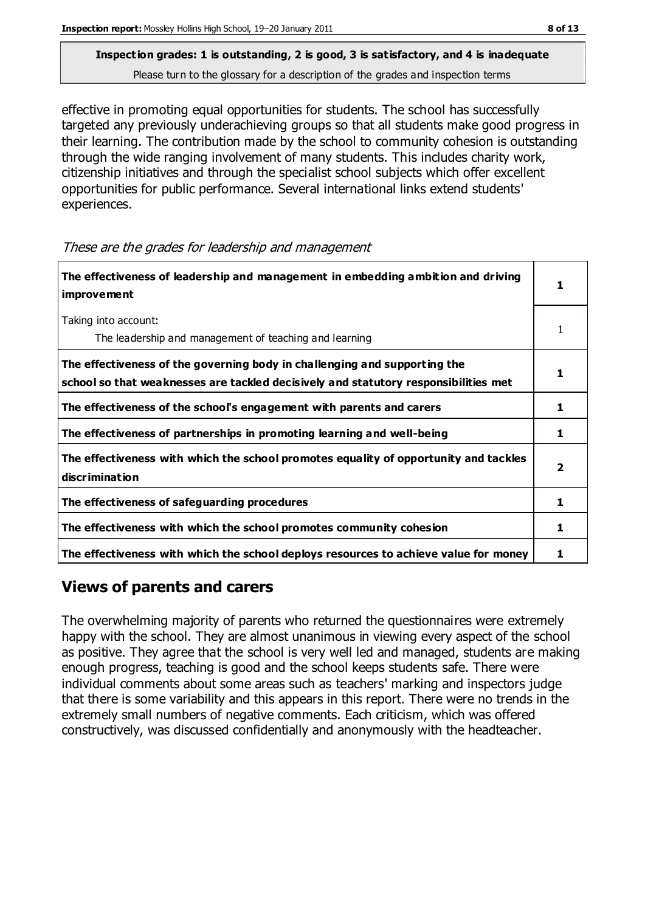**Inspection grades: 1 is outstanding, 2 is good, 3 is satisfactory, and 4 is inadequate**
Please turn to the glossary for a description of the grades and inspection terms

effective in promoting equal opportunities for students. The school has successfully targeted any previously underachieving groups so that all students make good progress in their learning. The contribution made by the school to community cohesion is outstanding through the wide ranging involvement of many students. This includes charity work, citizenship initiatives and through the specialist school subjects which offer excellent opportunities for public performance. Several international links extend students' experiences.

*These are the grades for leadership and management*

| | |
|---|---|
| **The effectiveness of leadership and management in embedding ambition and driving improvement** | **1** |
| Taking into account: The leadership and management of teaching and learning | 1 |
| **The effectiveness of the governing body in challenging and supporting the school so that weaknesses are tackled decisively and statutory responsibilities met** | **1** |
| **The effectiveness of the school's engagement with parents and carers** | **1** |
| **The effectiveness of partnerships in promoting learning and well-being** | **1** |
| **The effectiveness with which the school promotes equality of opportunity and tackles discrimination** | **2** |
| **The effectiveness of safeguarding procedures** | **1** |
| **The effectiveness with which the school promotes community cohesion** | **1** |
| **The effectiveness with which the school deploys resources to achieve value for money** | **1** |

## Views of parents and carers

The overwhelming majority of parents who returned the questionnaires were extremely happy with the school. They are almost unanimous in viewing every aspect of the school as positive. They agree that the school is very well led and managed, students are making enough progress, teaching is good and the school keeps students safe. There were individual comments about some areas such as teachers' marking and inspectors judge that there is some variability and this appears in this report. There were no trends in the extremely small numbers of negative comments. Each criticism, which was offered constructively, was discussed confidentially and anonymously with the headteacher.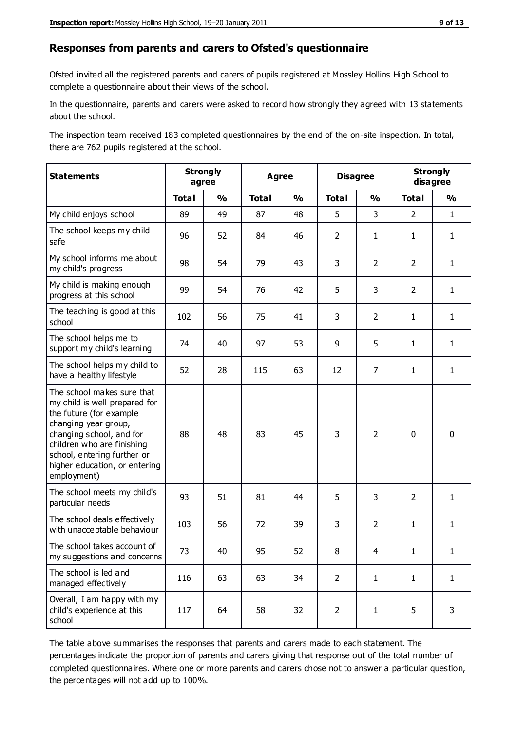## Responses from parents and carers to Ofsted's questionnaire

Ofsted invited all the registered parents and carers of pupils registered at Mossley Hollins High School to complete a questionnaire about their views of the school.

In the questionnaire, parents and carers were asked to record how strongly they agreed with 13 statements about the school.

The inspection team received 183 completed questionnaires by the end of the on-site inspection. In total, there are 762 pupils registered at the school.

| Statements | Strongly agree | | Agree | | Disagree | | Strongly disagree | |
|---|---|---|---|---|---|---|---|---|
| | Total | % | Total | % | Total | % | Total | % |
| My child enjoys school | 89 | 49 | 87 | 48 | 5 | 3 | 2 | 1 |
| The school keeps my child safe | 96 | 52 | 84 | 46 | 2 | 1 | 1 | 1 |
| My school informs me about my child's progress | 98 | 54 | 79 | 43 | 3 | 2 | 2 | 1 |
| My child is making enough progress at this school | 99 | 54 | 76 | 42 | 5 | 3 | 2 | 1 |
| The teaching is good at this school | 102 | 56 | 75 | 41 | 3 | 2 | 1 | 1 |
| The school helps me to support my child's learning | 74 | 40 | 97 | 53 | 9 | 5 | 1 | 1 |
| The school helps my child to have a healthy lifestyle | 52 | 28 | 115 | 63 | 12 | 7 | 1 | 1 |
| The school makes sure that my child is well prepared for the future (for example changing year group, changing school, and for children who are finishing school, entering further or higher education, or entering employment) | 88 | 48 | 83 | 45 | 3 | 2 | 0 | 0 |
| The school meets my child's particular needs | 93 | 51 | 81 | 44 | 5 | 3 | 2 | 1 |
| The school deals effectively with unacceptable behaviour | 103 | 56 | 72 | 39 | 3 | 2 | 1 | 1 |
| The school takes account of my suggestions and concerns | 73 | 40 | 95 | 52 | 8 | 4 | 1 | 1 |
| The school is led and managed effectively | 116 | 63 | 63 | 34 | 2 | 1 | 1 | 1 |
| Overall, I am happy with my child's experience at this school | 117 | 64 | 58 | 32 | 2 | 1 | 5 | 3 |

The table above summarises the responses that parents and carers made to each statement. The percentages indicate the proportion of parents and carers giving that response out of the total number of completed questionnaires. Where one or more parents and carers chose not to answer a particular question, the percentages will not add up to 100%.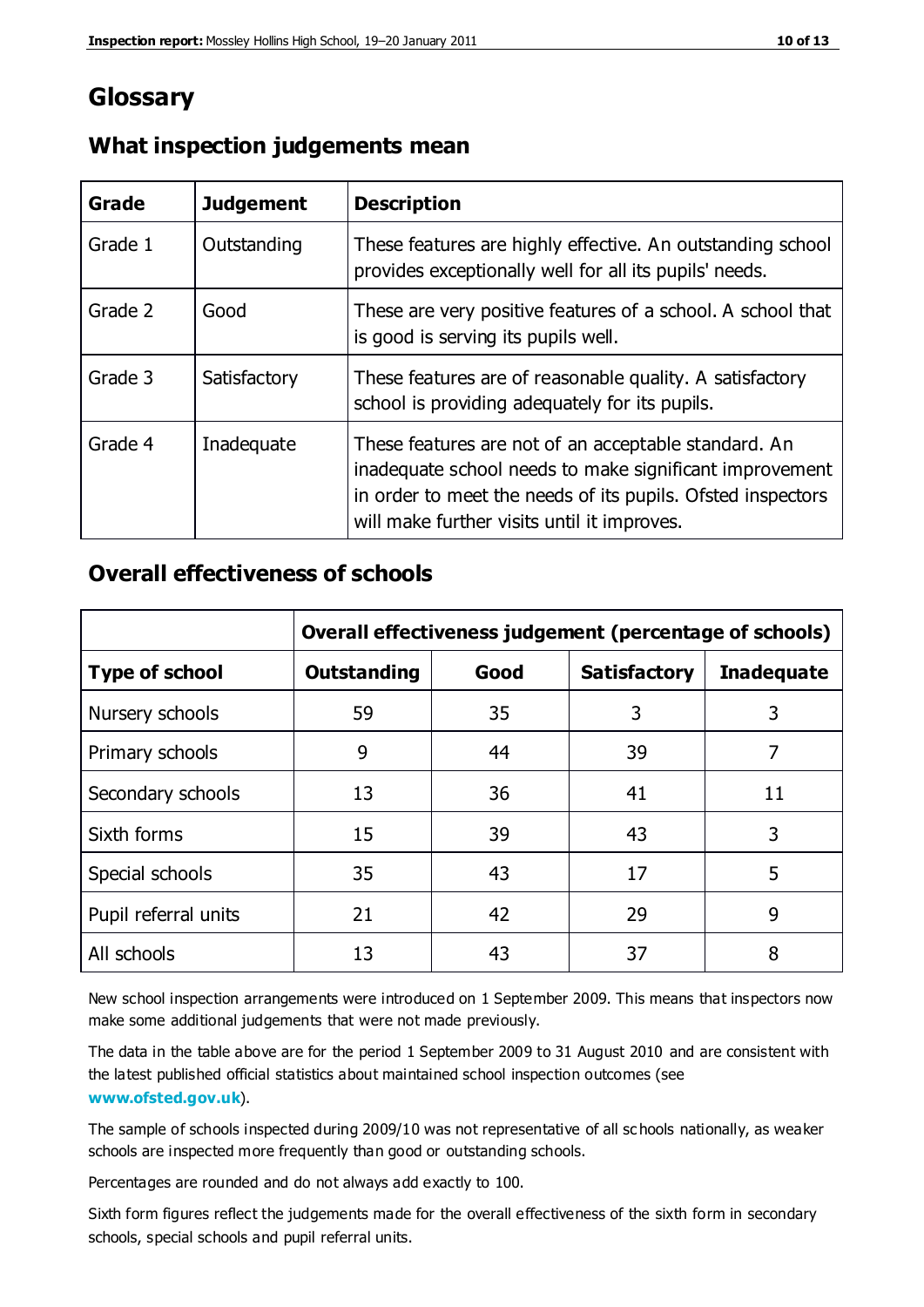# Glossary

## What inspection judgements mean

| Grade | Judgement | Description |
|---|---|---|
| Grade 1 | Outstanding | These features are highly effective. An outstanding school provides exceptionally well for all its pupils' needs. |
| Grade 2 | Good | These are very positive features of a school. A school that is good is serving its pupils well. |
| Grade 3 | Satisfactory | These features are of reasonable quality. A satisfactory school is providing adequately for its pupils. |
| Grade 4 | Inadequate | These features are not of an acceptable standard. An inadequate school needs to make significant improvement in order to meet the needs of its pupils. Ofsted inspectors will make further visits until it improves. |

## Overall effectiveness of schools

| | Overall effectiveness judgement (percentage of schools) | | | |
|---|---|---|---|---|
| **Type of school** | **Outstanding** | **Good** | **Satisfactory** | **Inadequate** |
| Nursery schools | 59 | 35 | 3 | 3 |
| Primary schools | 9 | 44 | 39 | 7 |
| Secondary schools | 13 | 36 | 41 | 11 |
| Sixth forms | 15 | 39 | 43 | 3 |
| Special schools | 35 | 43 | 17 | 5 |
| Pupil referral units | 21 | 42 | 29 | 9 |
| All schools | 13 | 43 | 37 | 8 |

New school inspection arrangements were introduced on 1 September 2009. This means that inspectors now make some additional judgements that were not made previously.

The data in the table above are for the period 1 September 2009 to 31 August 2010 and are consistent with the latest published official statistics about maintained school inspection outcomes (see **www.ofsted.gov.uk**).

The sample of schools inspected during 2009/10 was not representative of all schools nationally, as weaker schools are inspected more frequently than good or outstanding schools.

Percentages are rounded and do not always add exactly to 100.

Sixth form figures reflect the judgements made for the overall effectiveness of the sixth form in secondary schools, special schools and pupil referral units.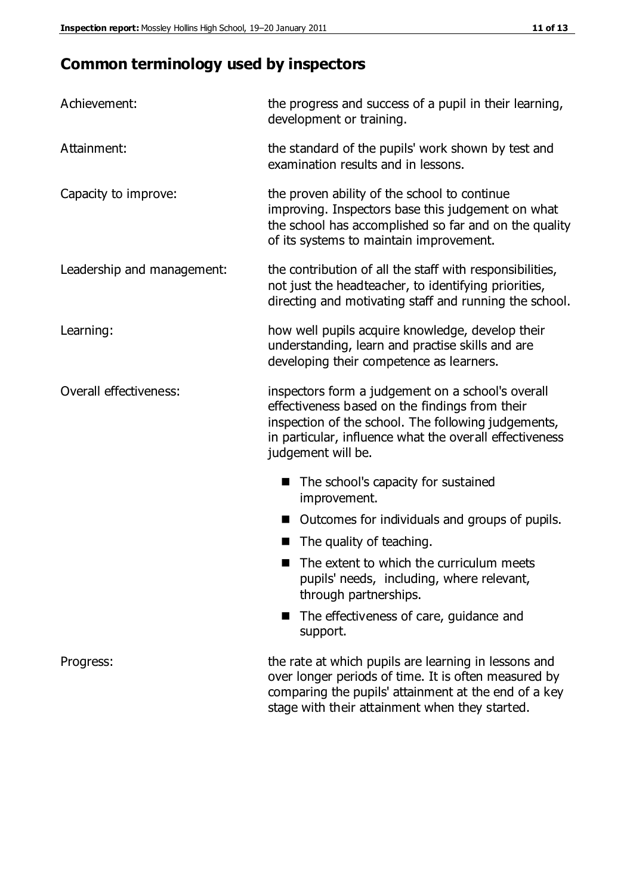## Common terminology used by inspectors

| | |
|---|---|
| Achievement: | the progress and success of a pupil in their learning, development or training. |
| Attainment: | the standard of the pupils' work shown by test and examination results and in lessons. |
| Capacity to improve: | the proven ability of the school to continue improving. Inspectors base this judgement on what the school has accomplished so far and on the quality of its systems to maintain improvement. |
| Leadership and management: | the contribution of all the staff with responsibilities, not just the headteacher, to identifying priorities, directing and motivating staff and running the school. |
| Learning: | how well pupils acquire knowledge, develop their understanding, learn and practise skills and are developing their competence as learners. |
| Overall effectiveness: | inspectors form a judgement on a school's overall effectiveness based on the findings from their inspection of the school. The following judgements, in particular, influence what the overall effectiveness judgement will be.<br>■ The school's capacity for sustained improvement.<br>■ Outcomes for individuals and groups of pupils.<br>■ The quality of teaching.<br>■ The extent to which the curriculum meets pupils' needs, including, where relevant, through partnerships.<br>■ The effectiveness of care, guidance and support. |
| Progress: | the rate at which pupils are learning in lessons and over longer periods of time. It is often measured by comparing the pupils' attainment at the end of a key stage with their attainment when they started. |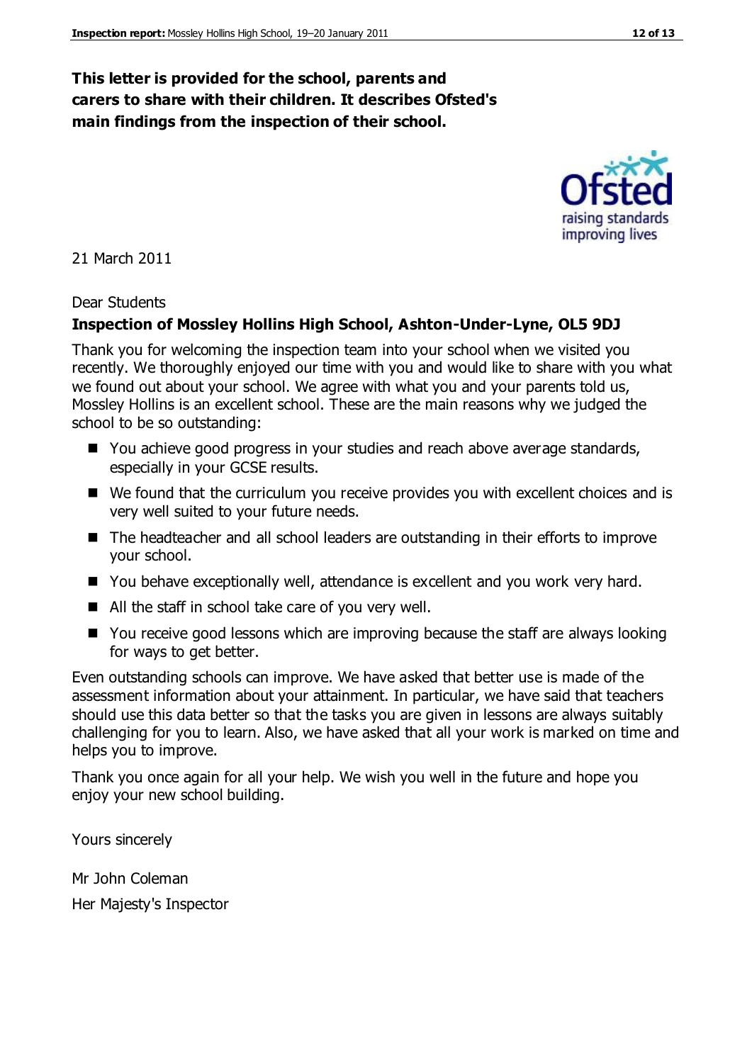**This letter is provided for the school, parents and carers to share with their children. It describes Ofsted's main findings from the inspection of their school.**

21 March 2011

Dear Students

**Inspection of Mossley Hollins High School, Ashton-Under-Lyne, OL5 9DJ**

Thank you for welcoming the inspection team into your school when we visited you recently. We thoroughly enjoyed our time with you and would like to share with you what we found out about your school. We agree with what you and your parents told us, Mossley Hollins is an excellent school. These are the main reasons why we judged the school to be so outstanding:

- You achieve good progress in your studies and reach above average standards, especially in your GCSE results.
- We found that the curriculum you receive provides you with excellent choices and is very well suited to your future needs.
- The headteacher and all school leaders are outstanding in their efforts to improve your school.
- You behave exceptionally well, attendance is excellent and you work very hard.
- All the staff in school take care of you very well.
- You receive good lessons which are improving because the staff are always looking for ways to get better.

Even outstanding schools can improve. We have asked that better use is made of the assessment information about your attainment. In particular, we have said that teachers should use this data better so that the tasks you are given in lessons are always suitably challenging for you to learn. Also, we have asked that all your work is marked on time and helps you to improve.

Thank you once again for all your help. We wish you well in the future and hope you enjoy your new school building.

Yours sincerely

Mr John Coleman

Her Majesty's Inspector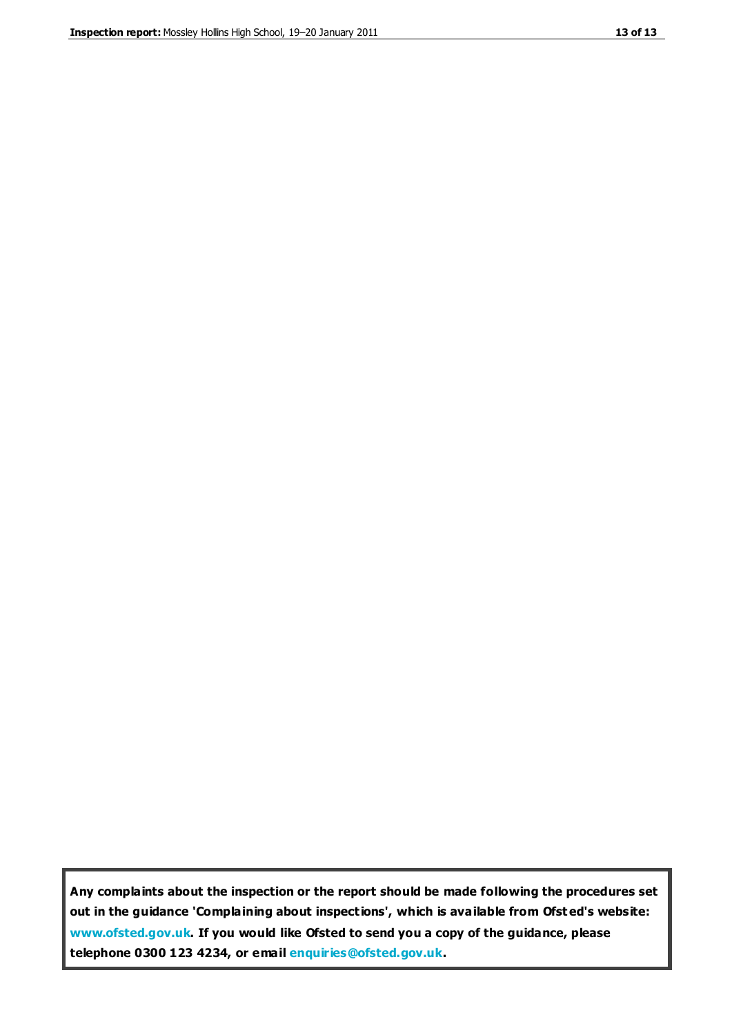**Any complaints about the inspection or the report should be made following the procedures set out in the guidance 'Complaining about inspections', which is available from Ofsted's website: www.ofsted.gov.uk. If you would like Ofsted to send you a copy of the guidance, please telephone 0300 123 4234, or email enquiries@ofsted.gov.uk.**